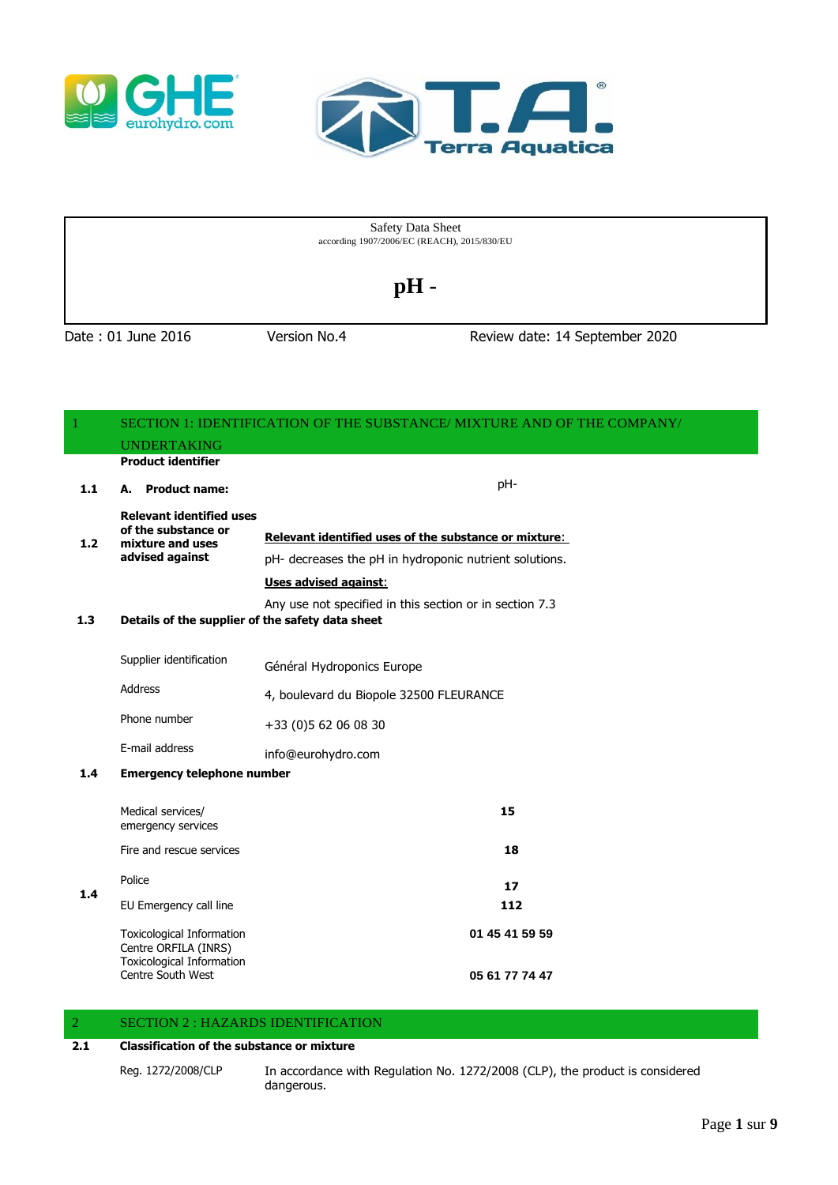Safety Data Sheet
according 1907/2006/EC (REACH), 2015/830/EU

# pH -

Date : 01 June 2016 | Version No.4 | Review date: 14 September 2020

## 1 SECTION 1: IDENTIFICATION OF THE SUBSTANCE/ MIXTURE AND OF THE COMPANY/ UNDERTAKING

**Product identifier**

| | | |
|---|---|---|
| **1.1** | **A. Product name:** | pH- |
| **1.2** | **Relevant identified uses of the substance or mixture and uses advised against** | **Relevant identified uses of the substance or mixture:** <br> pH- decreases the pH in hydroponic nutrient solutions. <br> **Uses advised against:** <br> Any use not specified in this section or in section 7.3 |

**1.3 Details of the supplier of the safety data sheet**

| | |
|---|---|
| Supplier identification | Général Hydroponics Europe |
| Address | 4, boulevard du Biopole 32500 FLEURANCE |
| Phone number | +33 (0)5 62 06 08 30 |
| E-mail address | info@eurohydro.com |

**1.4 Emergency telephone number**

| | |
|---|---|
| Medical services/ emergency services | **15** |
| Fire and rescue services | **18** |
| Police | **17** |
| EU Emergency call line | **112** |
| Toxicological Information Centre ORFILA (INRS) | **01 45 41 59 59** |
| Toxicological Information Centre South West | **05 61 77 74 47** |

## 2 SECTION 2 : HAZARDS IDENTIFICATION

**2.1 Classification of the substance or mixture**

| | |
|---|---|
| Reg. 1272/2008/CLP | In accordance with Regulation No. 1272/2008 (CLP), the product is considered dangerous. |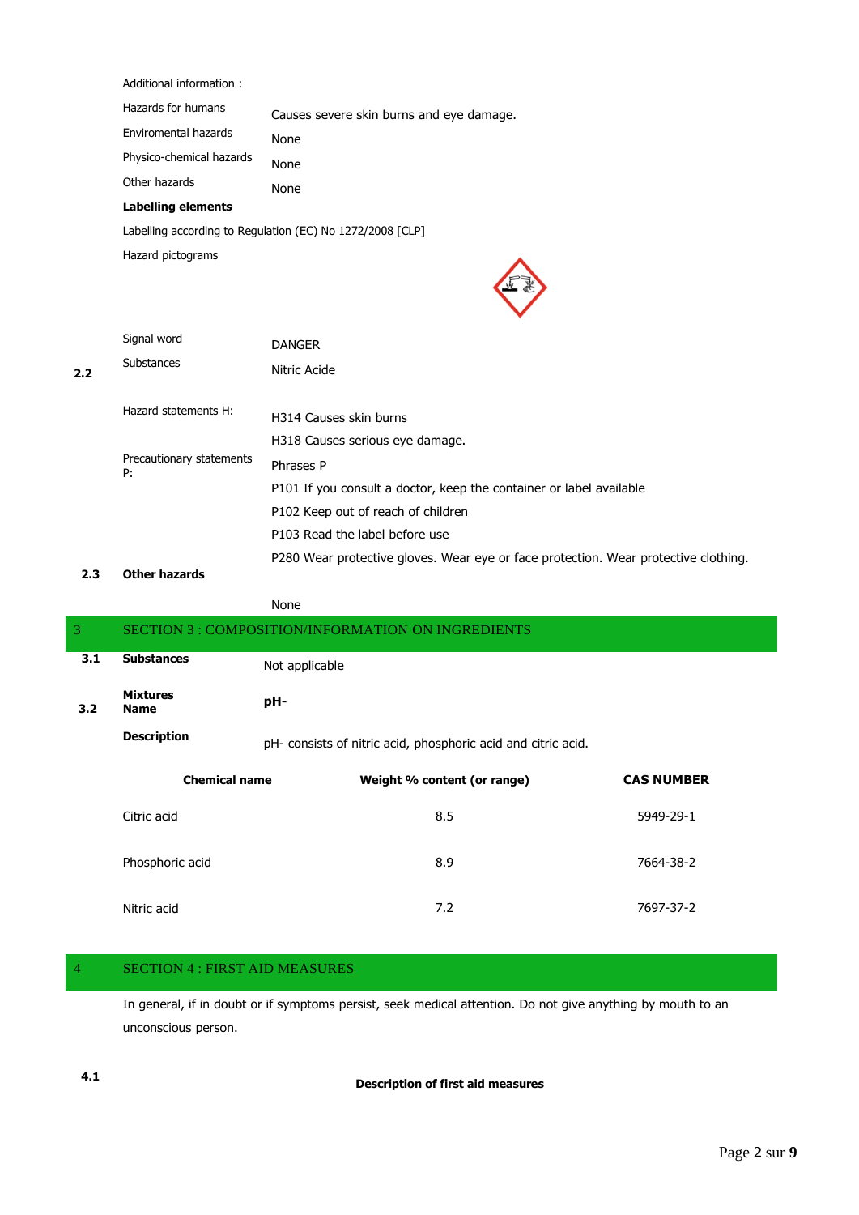Additional information :

| | |
|---|---|
| Hazards for humans | Causes severe skin burns and eye damage. |
| Enviromental hazards | None |
| Physico-chemical hazards | None |
| Other hazards | None |

**Labelling elements**

Labelling according to Regulation (EC) No 1272/2008 [CLP]

Hazard pictograms

| | | |
|---|---|---|
| | Signal word | DANGER |
| 2.2 | Substances | Nitric Acide |
| | Hazard statements H: | H314 Causes skin burns |
| | | H318 Causes serious eye damage. |
| | Precautionary statements P: | Phrases P |
| | | P101 If you consult a doctor, keep the container or label available |
| | | P102 Keep out of reach of children |
| | | P103 Read the label before use |
| | | P280 Wear protective gloves. Wear eye or face protection. Wear protective clothing. |

**2.3 Other hazards**

None

## 3 SECTION 3 : COMPOSITION/INFORMATION ON INGREDIENTS

**3.1 Substances** Not applicable

**3.2 Mixtures Name** **pH-**

**Description** pH- consists of nitric acid, phosphoric acid and citric acid.

| Chemical name | Weight % content (or range) | CAS NUMBER |
|---|---|---|
| Citric acid | 8.5 | 5949-29-1 |
| Phosphoric acid | 8.9 | 7664-38-2 |
| Nitric acid | 7.2 | 7697-37-2 |

## 4 SECTION 4 : FIRST AID MEASURES

In general, if in doubt or if symptoms persist, seek medical attention. Do not give anything by mouth to an unconscious person.

**4.1 Description of first aid measures**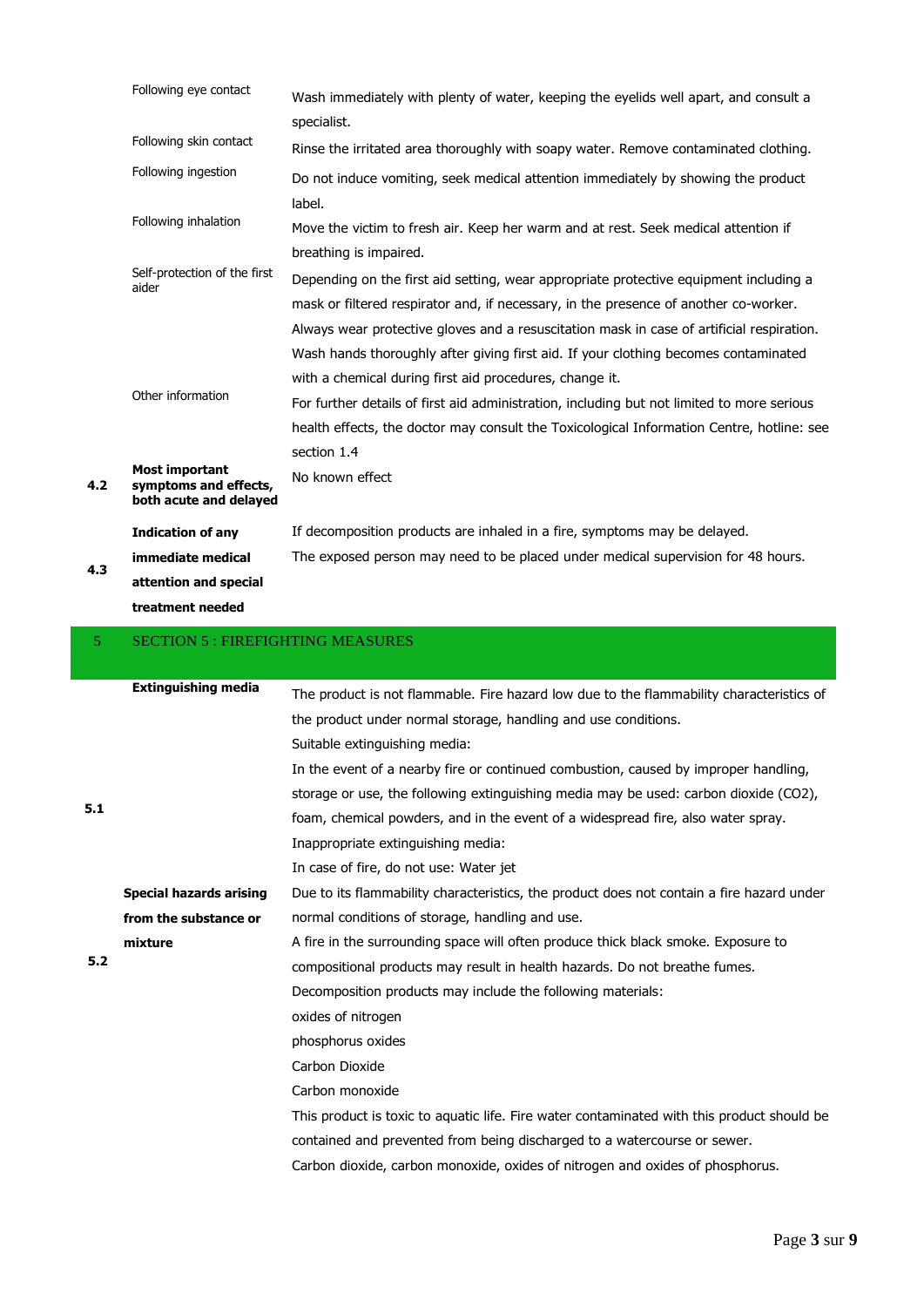| | | |
|---|---|---|
| | Following eye contact | Wash immediately with plenty of water, keeping the eyelids well apart, and consult a specialist. |
| | Following skin contact | Rinse the irritated area thoroughly with soapy water. Remove contaminated clothing. |
| | Following ingestion | Do not induce vomiting, seek medical attention immediately by showing the product label. |
| | Following inhalation | Move the victim to fresh air. Keep her warm and at rest. Seek medical attention if breathing is impaired. |
| | Self-protection of the first aider | Depending on the first aid setting, wear appropriate protective equipment including a mask or filtered respirator and, if necessary, in the presence of another co-worker. Always wear protective gloves and a resuscitation mask in case of artificial respiration. Wash hands thoroughly after giving first aid. If your clothing becomes contaminated with a chemical during first aid procedures, change it. |
| | Other information | For further details of first aid administration, including but not limited to more serious health effects, the doctor may consult the Toxicological Information Centre, hotline: see section 1.4 |
| **4.2** | **Most important symptoms and effects, both acute and delayed** | No known effect |
| **4.3** | **Indication of any immediate medical attention and special treatment needed** | If decomposition products are inhaled in a fire, symptoms may be delayed. The exposed person may need to be placed under medical supervision for 48 hours. |

## 5 SECTION 5 : FIREFIGHTING MEASURES

| | | |
|---|---|---|
| **5.1** | **Extinguishing media** | The product is not flammable. Fire hazard low due to the flammability characteristics of the product under normal storage, handling and use conditions.<br>Suitable extinguishing media:<br>In the event of a nearby fire or continued combustion, caused by improper handling, storage or use, the following extinguishing media may be used: carbon dioxide ($CO_2$), foam, chemical powders, and in the event of a widespread fire, also water spray.<br>Inappropriate extinguishing media:<br>In case of fire, do not use: Water jet |
| **5.2** | **Special hazards arising from the substance or mixture** | Due to its flammability characteristics, the product does not contain a fire hazard under normal conditions of storage, handling and use.<br>A fire in the surrounding space will often produce thick black smoke. Exposure to compositional products may result in health hazards. Do not breathe fumes.<br>Decomposition products may include the following materials:<br>oxides of nitrogen<br>phosphorus oxides<br>Carbon Dioxide<br>Carbon monoxide<br>This product is toxic to aquatic life. Fire water contaminated with this product should be contained and prevented from being discharged to a watercourse or sewer.<br>Carbon dioxide, carbon monoxide, oxides of nitrogen and oxides of phosphorus. |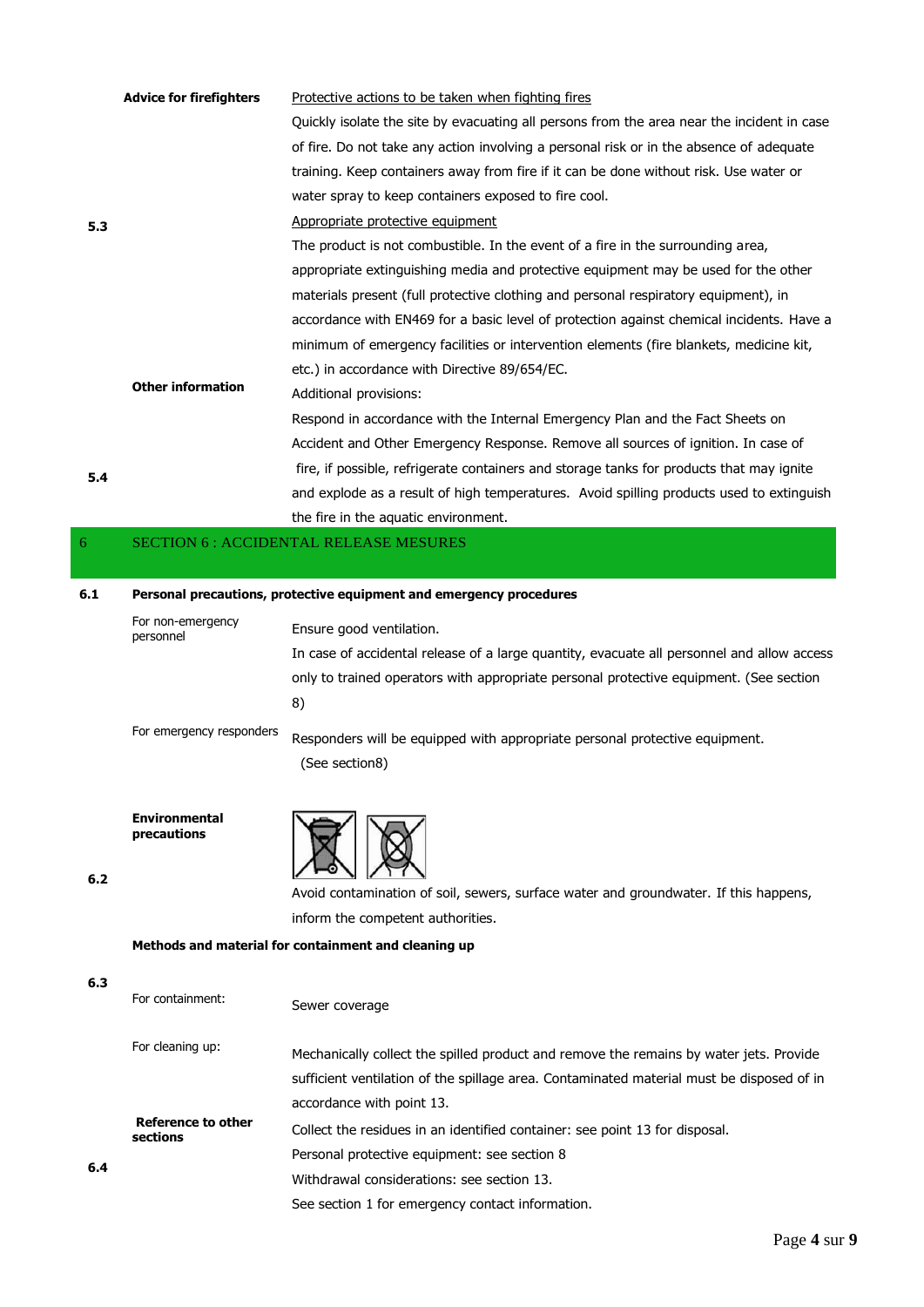**5.3 Advice for firefighters**

Protective actions to be taken when fighting fires

Quickly isolate the site by evacuating all persons from the area near the incident in case of fire. Do not take any action involving a personal risk or in the absence of adequate training. Keep containers away from fire if it can be done without risk. Use water or water spray to keep containers exposed to fire cool.

Appropriate protective equipment

The product is not combustible. In the event of a fire in the surrounding area, appropriate extinguishing media and protective equipment may be used for the other materials present (full protective clothing and personal respiratory equipment), in accordance with EN469 for a basic level of protection against chemical incidents. Have a minimum of emergency facilities or intervention elements (fire blankets, medicine kit, etc.) in accordance with Directive 89/654/EC.

**5.4 Other information**

Additional provisions:

Respond in accordance with the Internal Emergency Plan and the Fact Sheets on Accident and Other Emergency Response. Remove all sources of ignition. In case of fire, if possible, refrigerate containers and storage tanks for products that may ignite and explode as a result of high temperatures. Avoid spilling products used to extinguish the fire in the aquatic environment.

## 6 SECTION 6 : ACCIDENTAL RELEASE MESURES

**6.1 Personal precautions, protective equipment and emergency procedures**

For non-emergency personnel

Ensure good ventilation.

In case of accidental release of a large quantity, evacuate all personnel and allow access only to trained operators with appropriate personal protective equipment. (See section 8)

For emergency responders

Responders will be equipped with appropriate personal protective equipment. (See section8)

**6.2 Environmental precautions**

Avoid contamination of soil, sewers, surface water and groundwater. If this happens, inform the competent authorities.

**6.3 Methods and material for containment and cleaning up**

For containment:

Sewer coverage

For cleaning up:

Mechanically collect the spilled product and remove the remains by water jets. Provide sufficient ventilation of the spillage area. Contaminated material must be disposed of in accordance with point 13.

**6.4 Reference to other sections**

Collect the residues in an identified container: see point 13 for disposal.

Personal protective equipment: see section 8

Withdrawal considerations: see section 13.

See section 1 for emergency contact information.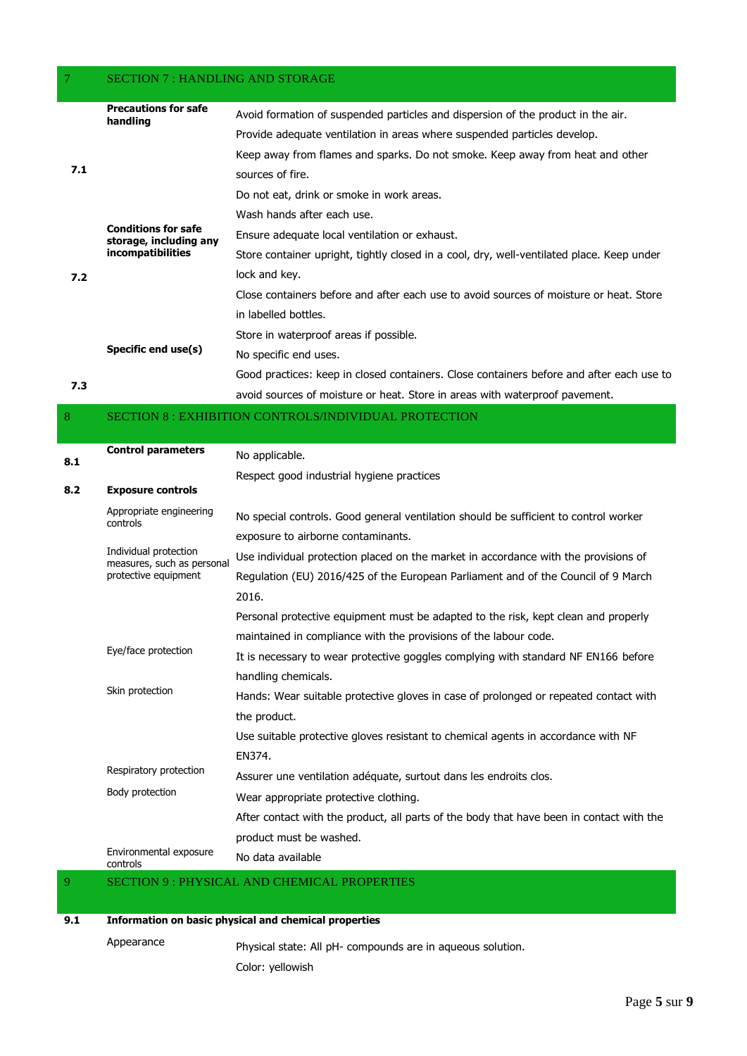## 7 SECTION 7 : HANDLING AND STORAGE

| | | |
|---|---|---|
| **7.1** | **Precautions for safe handling** | Avoid formation of suspended particles and dispersion of the product in the air.<br>Provide adequate ventilation in areas where suspended particles develop.<br>Keep away from flames and sparks. Do not smoke. Keep away from heat and other sources of fire.<br>Do not eat, drink or smoke in work areas.<br>Wash hands after each use. |
| **7.2** | **Conditions for safe storage, including any incompatibilities** | Ensure adequate local ventilation or exhaust.<br>Store container upright, tightly closed in a cool, dry, well-ventilated place. Keep under lock and key.<br>Close containers before and after each use to avoid sources of moisture or heat. Store in labelled bottles.<br>Store in waterproof areas if possible. |
| **7.3** | **Specific end use(s)** | No specific end uses.<br>Good practices: keep in closed containers. Close containers before and after each use to avoid sources of moisture or heat. Store in areas with waterproof pavement. |

## 8 SECTION 8 : EXHIBITION CONTROLS/INDIVIDUAL PROTECTION

| | | |
|---|---|---|
| **8.1** | **Control parameters** | No applicable.<br>Respect good industrial hygiene practices |
| **8.2** | **Exposure controls** | |
| | Appropriate engineering controls | No special controls. Good general ventilation should be sufficient to control worker exposure to airborne contaminants. |
| | Individual protection measures, such as personal protective equipment | Use individual protection placed on the market in accordance with the provisions of Regulation (EU) 2016/425 of the European Parliament and of the Council of 9 March 2016.<br>Personal protective equipment must be adapted to the risk, kept clean and properly maintained in compliance with the provisions of the labour code. |
| | Eye/face protection | It is necessary to wear protective goggles complying with standard NF EN166 before handling chemicals. |
| | Skin protection | Hands: Wear suitable protective gloves in case of prolonged or repeated contact with the product.<br>Use suitable protective gloves resistant to chemical agents in accordance with NF EN374. |
| | Respiratory protection | Assurer une ventilation adéquate, surtout dans les endroits clos. |
| | Body protection | Wear appropriate protective clothing.<br>After contact with the product, all parts of the body that have been in contact with the product must be washed. |
| | Environmental exposure controls | No data available |

## 9 SECTION 9 : PHYSICAL AND CHEMICAL PROPERTIES

| | | |
|---|---|---|
| **9.1** | **Information on basic physical and chemical properties** | |
| | Appearance | Physical state: All pH- compounds are in aqueous solution.<br>Color: yellowish |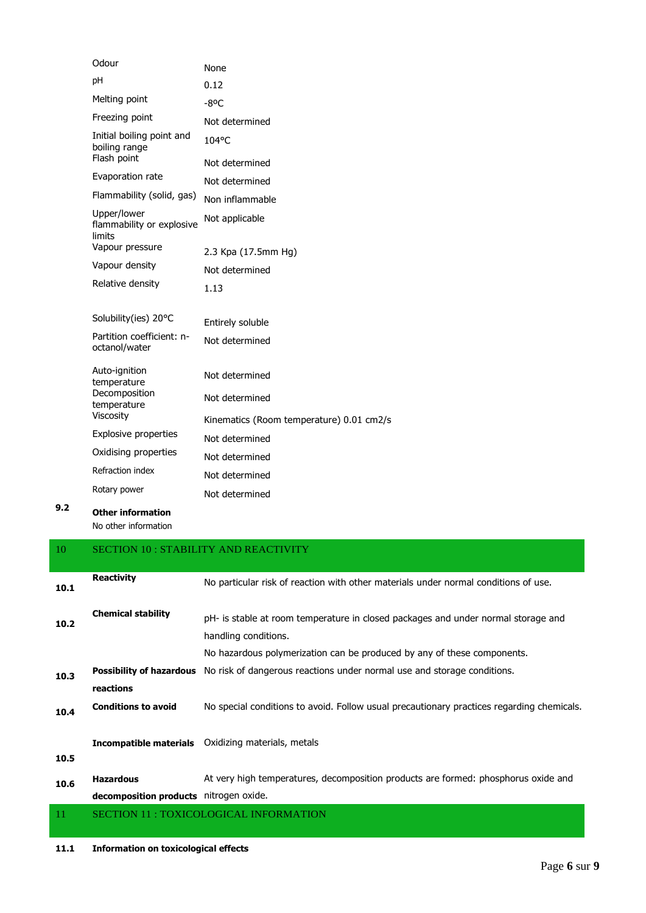| | |
|---|---|
| Odour | None |
| pH | 0.12 |
| Melting point | -8ºC |
| Freezing point | Not determined |
| Initial boiling point and boiling range | 104°C |
| Flash point | Not determined |
| Evaporation rate | Not determined |
| Flammability (solid, gas) | Non inflammable |
| Upper/lower flammability or explosive limits | Not applicable |
| Vapour pressure | 2.3 Kpa (17.5mm Hg) |
| Vapour density | Not determined |
| Relative density | 1.13 |
| Solubility(ies) 20°C | Entirely soluble |
| Partition coefficient: n-octanol/water | Not determined |
| Auto-ignition temperature | Not determined |
| Decomposition temperature | Not determined |
| Viscosity | Kinematics (Room temperature) 0.01 cm2/s |
| Explosive properties | Not determined |
| Oxidising properties | Not determined |
| Refraction index | Not determined |
| Rotary power | Not determined |

**9.2 Other information**

No other information

## 10 SECTION 10 : STABILITY AND REACTIVITY

| | | |
|---|---|---|
| **10.1** | **Reactivity** | No particular risk of reaction with other materials under normal conditions of use. |
| **10.2** | **Chemical stability** | pH- is stable at room temperature in closed packages and under normal storage and handling conditions.<br>No hazardous polymerization can be produced by any of these components. |
| **10.3** | **Possibility of hazardous reactions** | No risk of dangerous reactions under normal use and storage conditions. |
| **10.4** | **Conditions to avoid** | No special conditions to avoid. Follow usual precautionary practices regarding chemicals. |
| **10.5** | **Incompatible materials** | Oxidizing materials, metals |
| **10.6** | **Hazardous decomposition products** | At very high temperatures, decomposition products are formed: phosphorus oxide and nitrogen oxide. |

## 11 SECTION 11 : TOXICOLOGICAL INFORMATION

**11.1 Information on toxicological effects**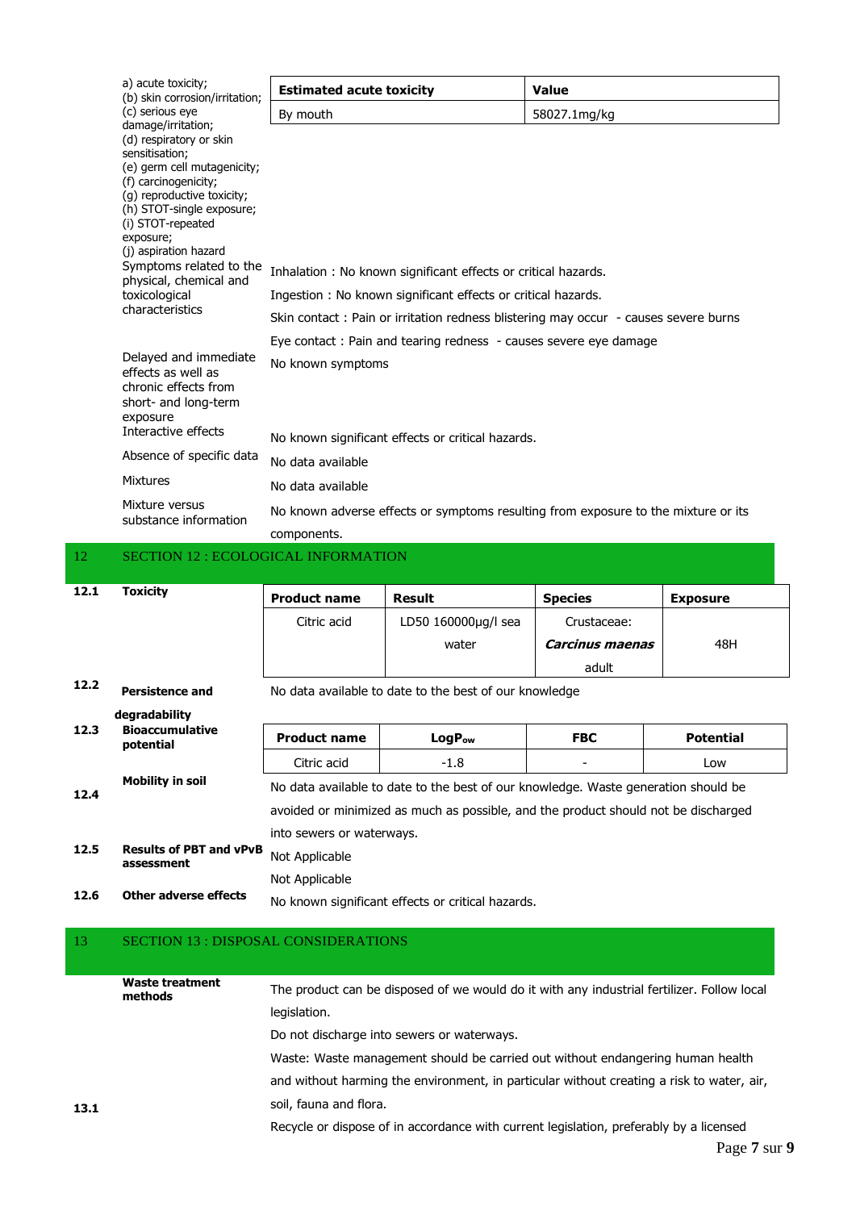a) acute toxicity;
(b) skin corrosion/irritation;
(c) serious eye damage/irritation;
(d) respiratory or skin sensitisation;
(e) germ cell mutagenicity;
(f) carcinogenicity;
(g) reproductive toxicity;
(h) STOT-single exposure;
(i) STOT-repeated exposure;
(j) aspiration hazard

| Estimated acute toxicity | Value |
|---|---|
| By mouth | 58027.1mg/kg |

**Symptoms related to the physical, chemical and toxicological characteristics**

Inhalation : No known significant effects or critical hazards.

Ingestion : No known significant effects or critical hazards.

Skin contact : Pain or irritation redness blistering may occur - causes severe burns

Eye contact : Pain and tearing redness - causes severe eye damage

**Delayed and immediate effects as well as chronic effects from short- and long-term exposure**

No known symptoms

**Interactive effects**

No known significant effects or critical hazards.

**Absence of specific data**

No data available

**Mixtures**

No data available

**Mixture versus substance information**

No known adverse effects or symptoms resulting from exposure to the mixture or its components.

## 12 SECTION 12 : ECOLOGICAL INFORMATION

**12.1 Toxicity**

| Product name | Result | Species | Exposure |
|---|---|---|---|
| Citric acid | LD50 160000µg/l sea water | Crustaceae: ***Carcinus maenas*** adult | 48H |

**12.2 Persistence and degradability**

No data available to date to the best of our knowledge

**12.3 Bioaccumulative potential**

| Product name | $LogP_{ow}$ | FBC | Potential |
|---|---|---|---|
| Citric acid | -1.8 | - | Low |

**12.4 Mobility in soil**

No data available to date to the best of our knowledge. Waste generation should be avoided or minimized as much as possible, and the product should not be discharged into sewers or waterways.

**12.5 Results of PBT and vPvB assessment**

Not Applicable

Not Applicable

**12.6 Other adverse effects**

No known significant effects or critical hazards.

## 13 SECTION 13 : DISPOSAL CONSIDERATIONS

**13.1 Waste treatment methods**

The product can be disposed of we would do it with any industrial fertilizer. Follow local legislation.

Do not discharge into sewers or waterways.

Waste: Waste management should be carried out without endangering human health and without harming the environment, in particular without creating a risk to water, air, soil, fauna and flora.

Recycle or dispose of in accordance with current legislation, preferably by a licensed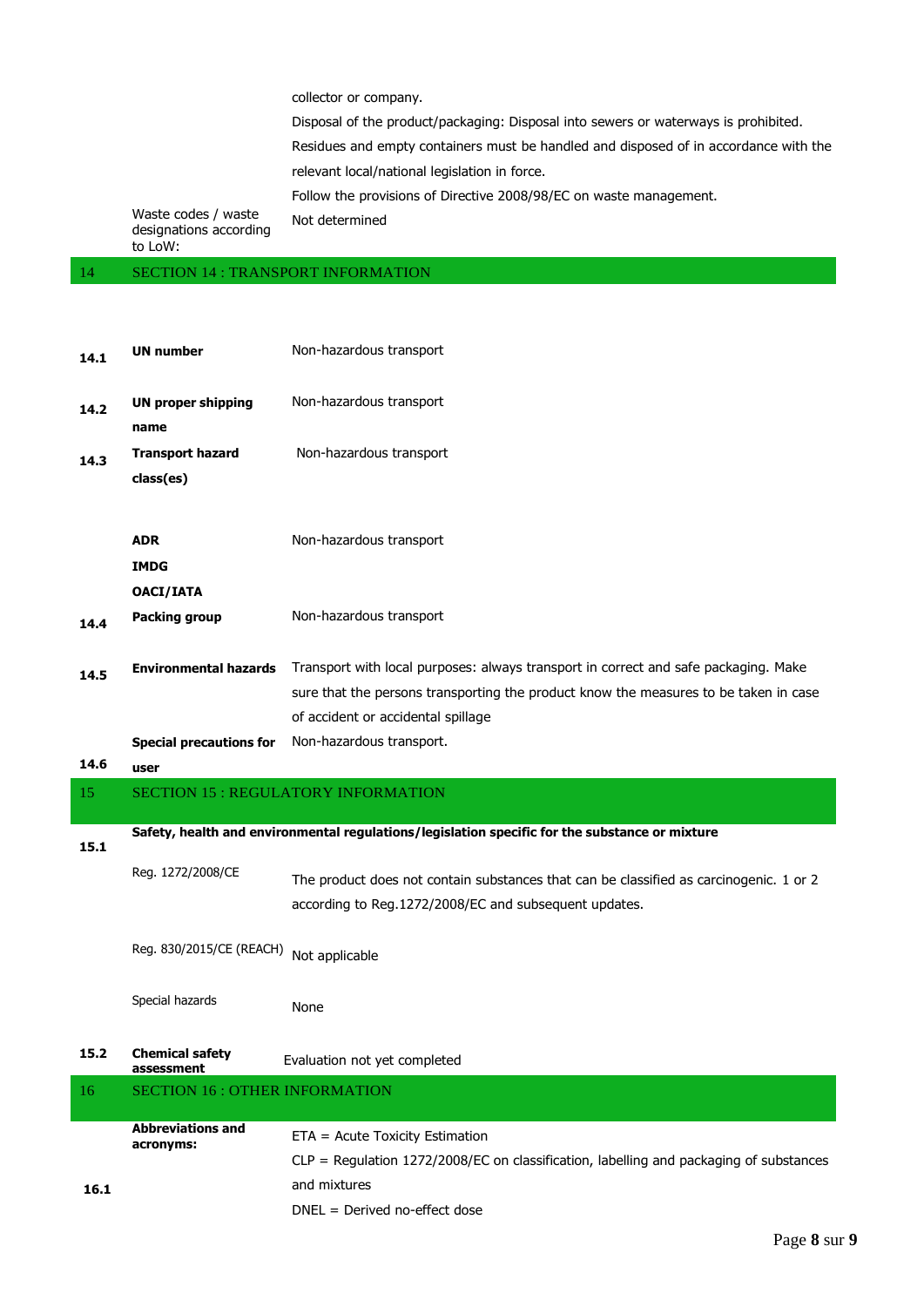| | |
|---|---|
| | collector or company.<br>Disposal of the product/packaging: Disposal into sewers or waterways is prohibited.<br>Residues and empty containers must be handled and disposed of in accordance with the relevant local/national legislation in force.<br>Follow the provisions of Directive 2008/98/EC on waste management. |
| Waste codes / waste designations according to LoW: | Not determined |

## 14 SECTION 14 : TRANSPORT INFORMATION

| | | |
|---|---|---|
| **14.1** | **UN number** | Non-hazardous transport |
| **14.2** | **UN proper shipping name** | Non-hazardous transport |
| **14.3** | **Transport hazard class(es)** | Non-hazardous transport |
| | **ADR**<br>**IMDG**<br>**OACI/IATA** | Non-hazardous transport |
| **14.4** | **Packing group** | Non-hazardous transport |
| **14.5** | **Environmental hazards** | Transport with local purposes: always transport in correct and safe packaging. Make sure that the persons transporting the product know the measures to be taken in case of accident or accidental spillage |
| **14.6** | **Special precautions for user** | Non-hazardous transport. |

## 15 SECTION 15 : REGULATORY INFORMATION

**15.1** **Safety, health and environmental regulations/legislation specific for the substance or mixture**

| | |
|---|---|
| Reg. 1272/2008/CE | The product does not contain substances that can be classified as carcinogenic. 1 or 2 according to Reg.1272/2008/EC and subsequent updates. |
| Reg. 830/2015/CE (REACH) | Not applicable |
| Special hazards | None |

| | | |
|---|---|---|
| **15.2** | **Chemical safety assessment** | Evaluation not yet completed |

## 16 SECTION 16 : OTHER INFORMATION

| | | |
|---|---|---|
| **16.1** | **Abbreviations and acronyms:** | ETA = Acute Toxicity Estimation<br>CLP = Regulation 1272/2008/EC on classification, labelling and packaging of substances and mixtures<br>DNEL = Derived no-effect dose |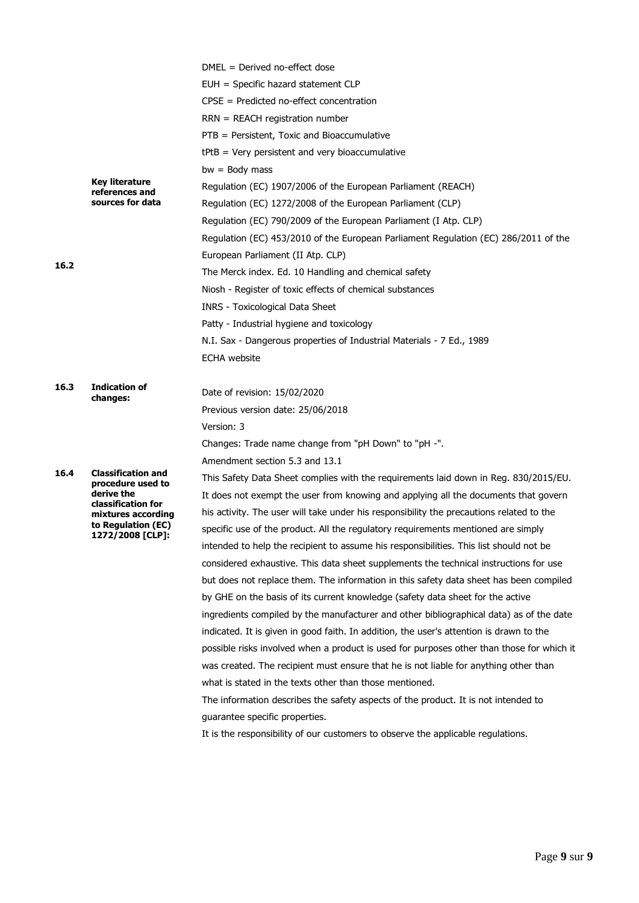DMEL = Derived no-effect dose

EUH = Specific hazard statement CLP

CPSE = Predicted no-effect concentration

RRN = REACH registration number

PTB = Persistent, Toxic and Bioaccumulative

tPtB = Very persistent and very bioaccumulative

bw = Body mass

**16.2** **Key literature references and sources for data**

Regulation (EC) 1907/2006 of the European Parliament (REACH)

Regulation (EC) 1272/2008 of the European Parliament (CLP)

Regulation (EC) 790/2009 of the European Parliament (I Atp. CLP)

Regulation (EC) 453/2010 of the European Parliament Regulation (EC) 286/2011 of the European Parliament (II Atp. CLP)

The Merck index. Ed. 10 Handling and chemical safety

Niosh - Register of toxic effects of chemical substances

INRS - Toxicological Data Sheet

Patty - Industrial hygiene and toxicology

N.I. Sax - Dangerous properties of Industrial Materials - 7 Ed., 1989

ECHA website

**16.3** **Indication of changes:**

Date of revision: 15/02/2020

Previous version date: 25/06/2018

Version: 3

Changes: Trade name change from "pH Down" to "pH -".

Amendment section 5.3 and 13.1

**16.4** **Classification and procedure used to derive the classification for mixtures according to Regulation (EC) 1272/2008 [CLP]:**

This Safety Data Sheet complies with the requirements laid down in Reg. 830/2015/EU. It does not exempt the user from knowing and applying all the documents that govern his activity. The user will take under his responsibility the precautions related to the specific use of the product. All the regulatory requirements mentioned are simply intended to help the recipient to assume his responsibilities. This list should not be considered exhaustive. This data sheet supplements the technical instructions for use but does not replace them. The information in this safety data sheet has been compiled by GHE on the basis of its current knowledge (safety data sheet for the active ingredients compiled by the manufacturer and other bibliographical data) as of the date indicated. It is given in good faith. In addition, the user's attention is drawn to the possible risks involved when a product is used for purposes other than those for which it was created. The recipient must ensure that he is not liable for anything other than what is stated in the texts other than those mentioned.

The information describes the safety aspects of the product. It is not intended to guarantee specific properties.

It is the responsibility of our customers to observe the applicable regulations.